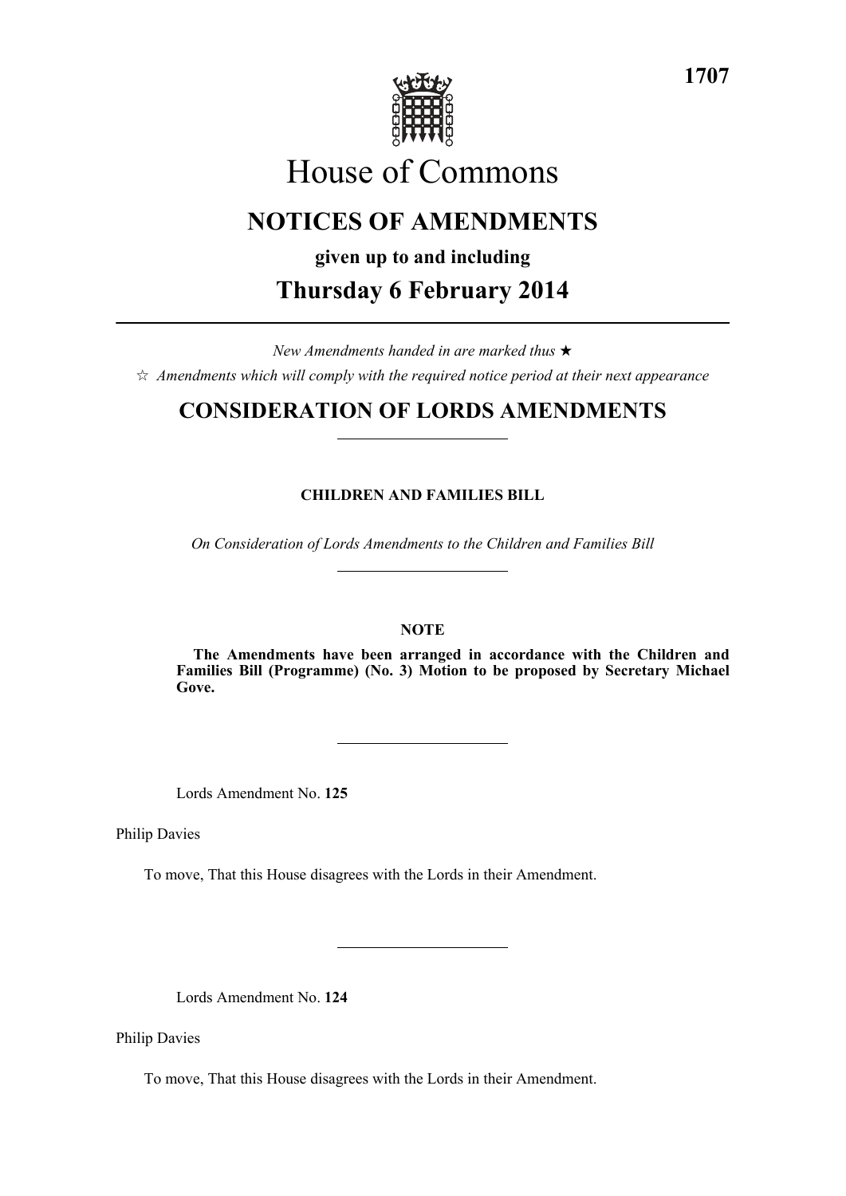# House of Commons

## NOTICES OF AMENDMENTS

**given up to and including**

## Thursday 6 February 2014

*New Amendments handed in are marked thus* ★

☆ *Amendments which will comply with the required notice period at their next appearance*

## CONSIDERATION OF LORDS AMENDMENTS

### CHILDREN AND FAMILIES BILL

*On Consideration of Lords Amendments to the Children and Families Bill*

**NOTE**

**The Amendments have been arranged in accordance with the Children and Families Bill (Programme) (No. 3) Motion to be proposed by Secretary Michael Gove.**

Lords Amendment No. **125**

Philip Davies

To move, That this House disagrees with the Lords in their Amendment.

Lords Amendment No. **124**

Philip Davies

To move, That this House disagrees with the Lords in their Amendment.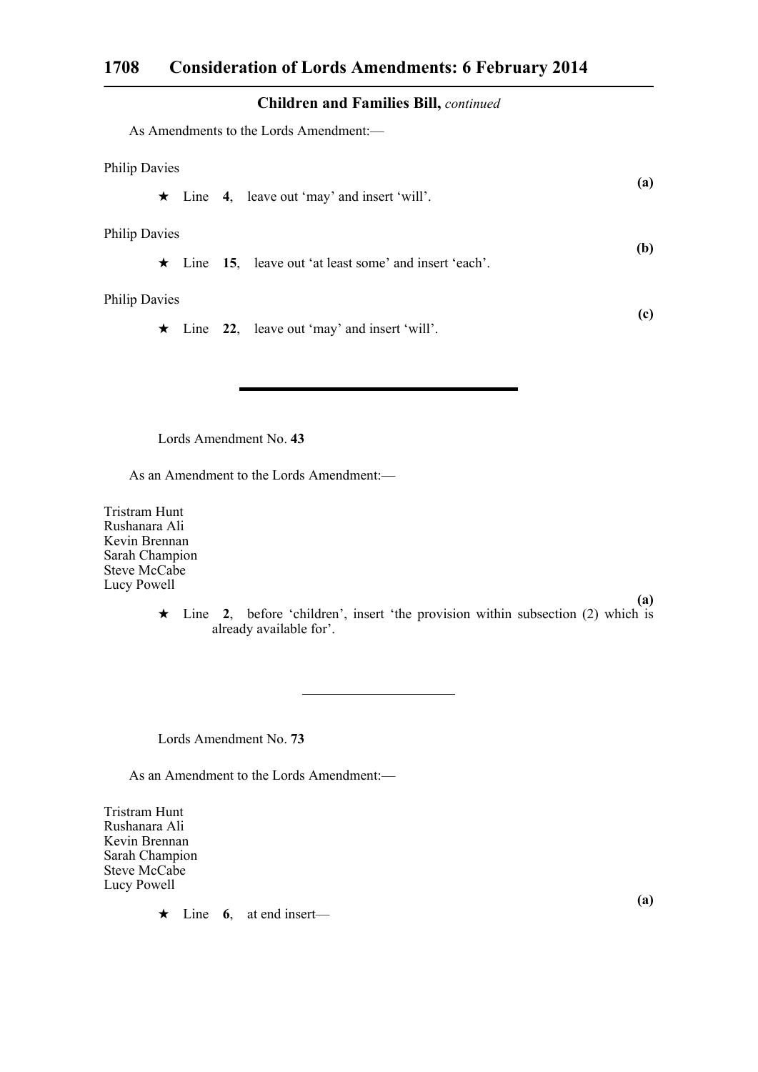**Children and Families Bill,** *continued*

As Amendments to the Lords Amendment:—

Philip Davies

★ Line **4**, leave out ‘may’ and insert ‘will’. **(a)**

Philip Davies

★ Line **15**, leave out ‘at least some’ and insert ‘each’. **(b)**

Philip Davies

★ Line **22**, leave out ‘may’ and insert ‘will’. **(c)**

---

Lords Amendment No. **43**

As an Amendment to the Lords Amendment:—

Tristram Hunt
Rushanara Ali
Kevin Brennan
Sarah Champion
Steve McCabe
Lucy Powell

★ Line **2**, before ‘children’, insert ‘the provision within subsection (2) which is already available for’. **(a)**

---

Lords Amendment No. **73**

As an Amendment to the Lords Amendment:—

Tristram Hunt
Rushanara Ali
Kevin Brennan
Sarah Champion
Steve McCabe
Lucy Powell

★ Line **6**, at end insert— **(a)**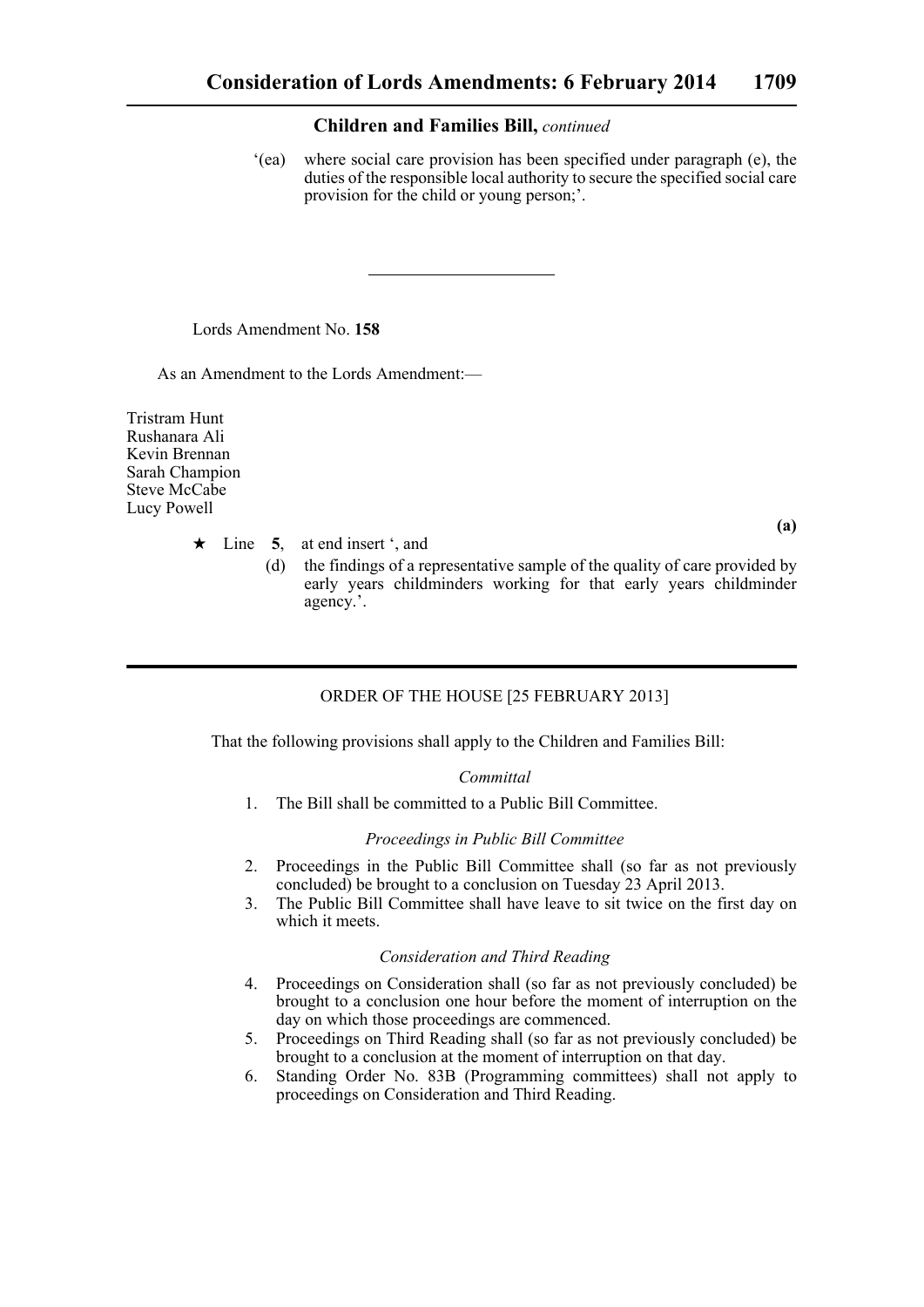**Children and Families Bill,** *continued*

‘(ea) where social care provision has been specified under paragraph (e), the duties of the responsible local authority to secure the specified social care provision for the child or young person;’.

---

Lords Amendment No. **158**

As an Amendment to the Lords Amendment:—

Tristram Hunt
Rushanara Ali
Kevin Brennan
Sarah Champion
Steve McCabe
Lucy Powell

**(a)**

★ Line **5**, at end insert ‘, and

(d) the findings of a representative sample of the quality of care provided by early years childminders working for that early years childminder agency.’.

---

ORDER OF THE HOUSE [25 FEBRUARY 2013]

That the following provisions shall apply to the Children and Families Bill:

*Committal*

1. The Bill shall be committed to a Public Bill Committee.

*Proceedings in Public Bill Committee*

2. Proceedings in the Public Bill Committee shall (so far as not previously concluded) be brought to a conclusion on Tuesday 23 April 2013.
3. The Public Bill Committee shall have leave to sit twice on the first day on which it meets.

*Consideration and Third Reading*

4. Proceedings on Consideration shall (so far as not previously concluded) be brought to a conclusion one hour before the moment of interruption on the day on which those proceedings are commenced.
5. Proceedings on Third Reading shall (so far as not previously concluded) be brought to a conclusion at the moment of interruption on that day.
6. Standing Order No. 83B (Programming committees) shall not apply to proceedings on Consideration and Third Reading.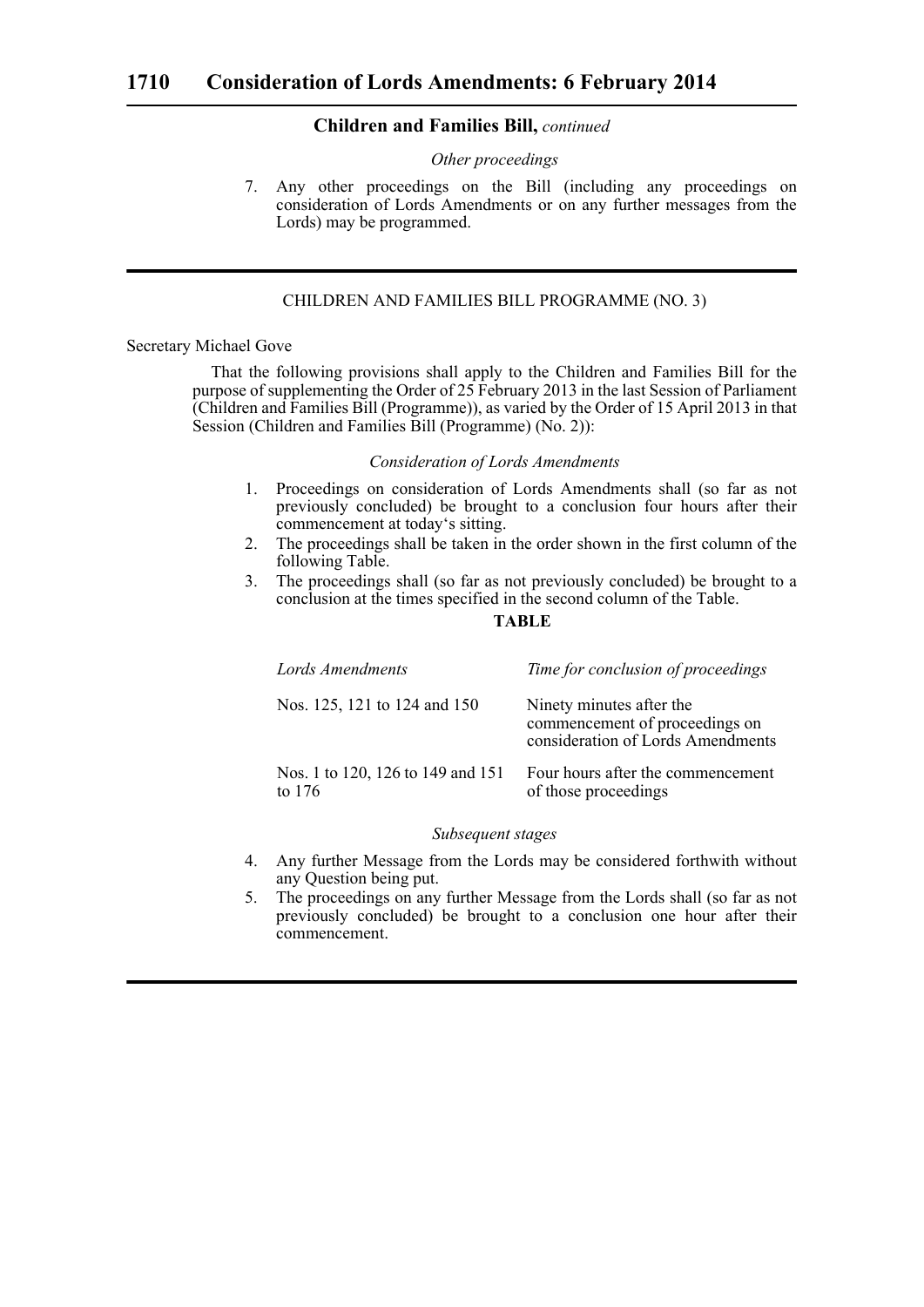**Children and Families Bill,** *continued*

*Other proceedings*

7. Any other proceedings on the Bill (including any proceedings on consideration of Lords Amendments or on any further messages from the Lords) may be programmed.

---

CHILDREN AND FAMILIES BILL PROGRAMME (NO. 3)

Secretary Michael Gove

That the following provisions shall apply to the Children and Families Bill for the purpose of supplementing the Order of 25 February 2013 in the last Session of Parliament (Children and Families Bill (Programme)), as varied by the Order of 15 April 2013 in that Session (Children and Families Bill (Programme) (No. 2)):

*Consideration of Lords Amendments*

1. Proceedings on consideration of Lords Amendments shall (so far as not previously concluded) be brought to a conclusion four hours after their commencement at today's sitting.
2. The proceedings shall be taken in the order shown in the first column of the following Table.
3. The proceedings shall (so far as not previously concluded) be brought to a conclusion at the times specified in the second column of the Table.

**TABLE**

| *Lords Amendments* | *Time for conclusion of proceedings* |
|---|---|
| Nos. 125, 121 to 124 and 150 | Ninety minutes after the commencement of proceedings on consideration of Lords Amendments |
| Nos. 1 to 120, 126 to 149 and 151 to 176 | Four hours after the commencement of those proceedings |

*Subsequent stages*

4. Any further Message from the Lords may be considered forthwith without any Question being put.
5. The proceedings on any further Message from the Lords shall (so far as not previously concluded) be brought to a conclusion one hour after their commencement.